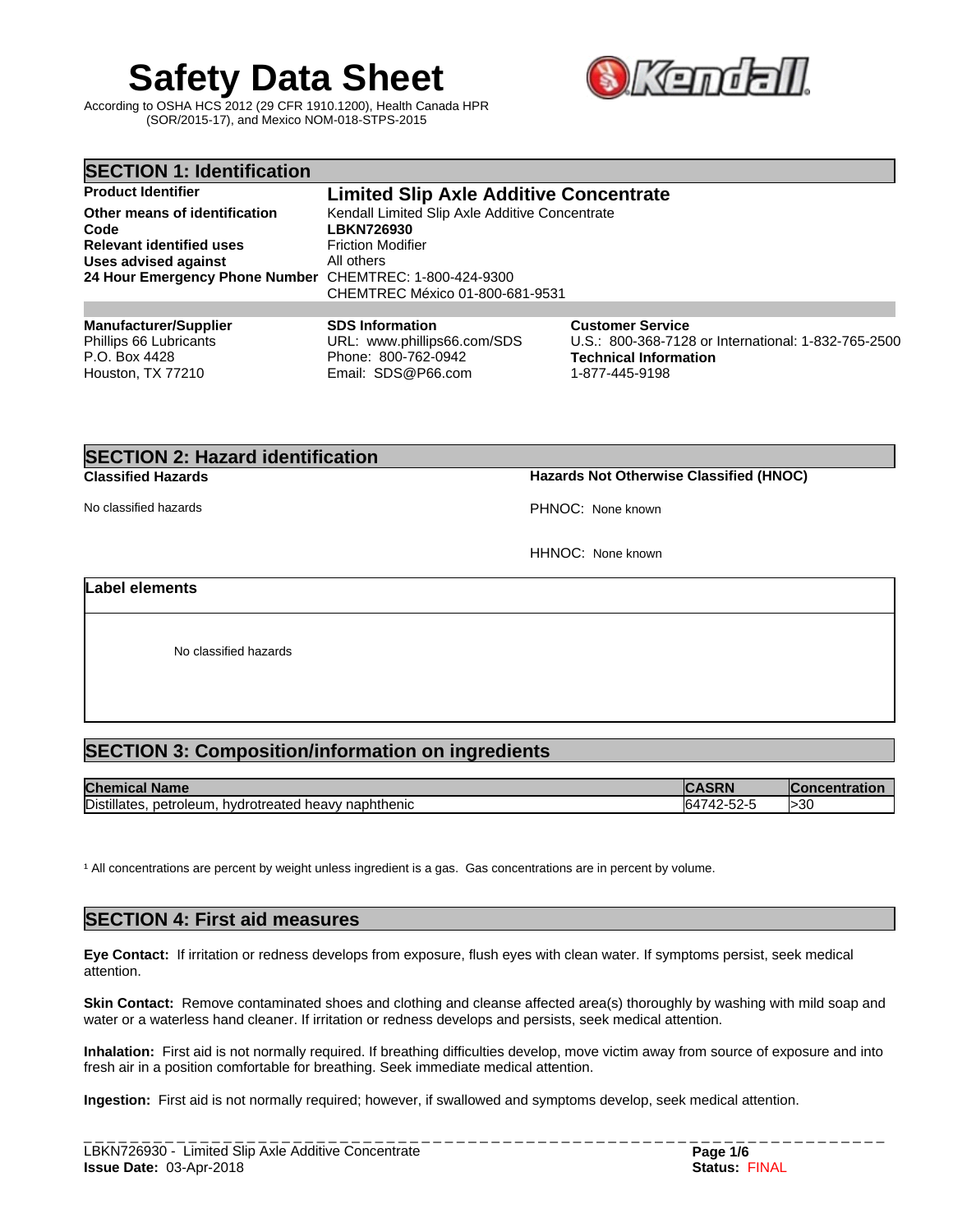# Safety Data Sheet

According to OSHA HCS 2012 (29 CFR 1910.1200), Health Canada HPR (SOR/2015-17), and Mexico NOM-018-STPS-2015

## SECTION 1: Identification

**Product Identifier** — **Limited Slip Axle Additive Concentrate**

**Other means of identification** — Kendall Limited Slip Axle Additive Concentrate

**Code** — **LBKN726930**

**Relevant identified uses** — Friction Modifier

**Uses advised against** — All others

**24 Hour Emergency Phone Number** — CHEMTREC: 1-800-424-9300
CHEMTREC México 01-800-681-9531

**Manufacturer/Supplier**
Phillips 66 Lubricants
P.O. Box 4428
Houston, TX 77210

**SDS Information**
URL: www.phillips66.com/SDS
Phone: 800-762-0942
Email: SDS@P66.com

**Customer Service**
U.S.: 800-368-7128 or International: 1-832-765-2500

**Technical Information**
1-877-445-9198

## SECTION 2: Hazard identification

**Classified Hazards**

No classified hazards

**Hazards Not Otherwise Classified (HNOC)**

PHNOC: None known

HHNOC: None known

**Label elements**

No classified hazards

## SECTION 3: Composition/information on ingredients

| Chemical Name | CASRN | Concentration |
|---|---|---|
| Distillates, petroleum, hydrotreated heavy naphthenic | 64742-52-5 | >30 |

[1] All concentrations are percent by weight unless ingredient is a gas. Gas concentrations are in percent by volume.

## SECTION 4: First aid measures

**Eye Contact:** If irritation or redness develops from exposure, flush eyes with clean water. If symptoms persist, seek medical attention.

**Skin Contact:** Remove contaminated shoes and clothing and cleanse affected area(s) thoroughly by washing with mild soap and water or a waterless hand cleaner. If irritation or redness develops and persists, seek medical attention.

**Inhalation:** First aid is not normally required. If breathing difficulties develop, move victim away from source of exposure and into fresh air in a position comfortable for breathing. Seek immediate medical attention.

**Ingestion:** First aid is not normally required; however, if swallowed and symptoms develop, seek medical attention.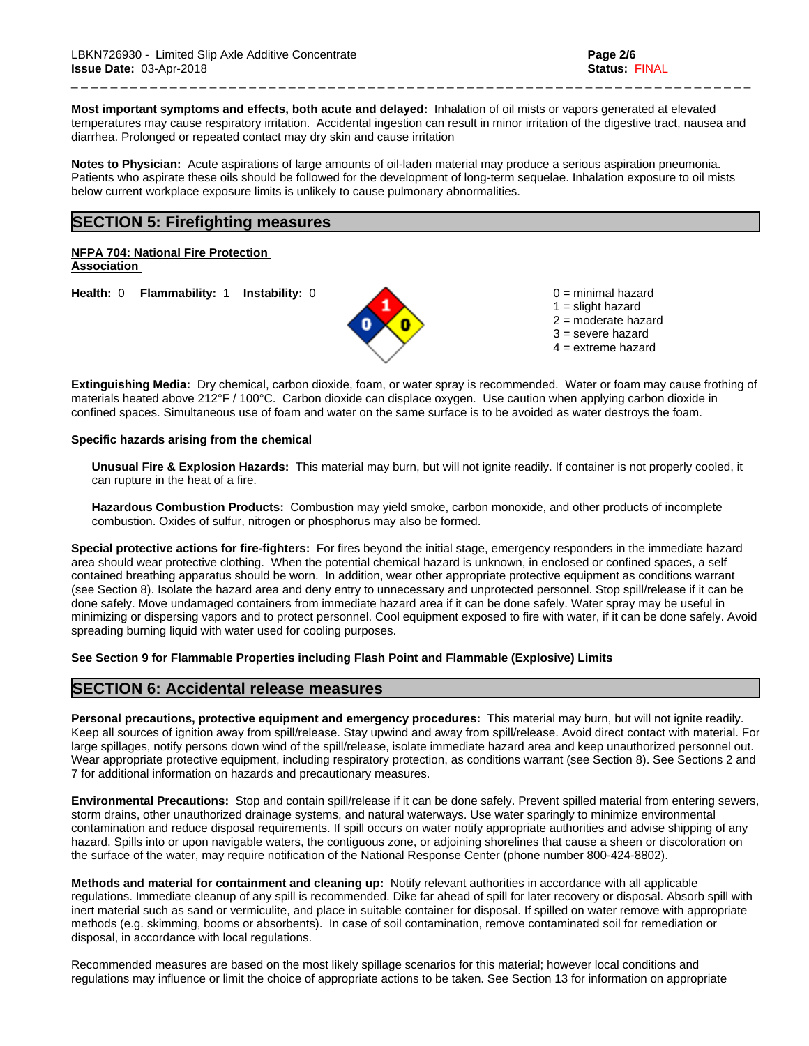**Most important symptoms and effects, both acute and delayed:** Inhalation of oil mists or vapors generated at elevated temperatures may cause respiratory irritation. Accidental ingestion can result in minor irritation of the digestive tract, nausea and diarrhea. Prolonged or repeated contact may dry skin and cause irritation

**Notes to Physician:** Acute aspirations of large amounts of oil-laden material may produce a serious aspiration pneumonia. Patients who aspirate these oils should be followed for the development of long-term sequelae. Inhalation exposure to oil mists below current workplace exposure limits is unlikely to cause pulmonary abnormalities.

## SECTION 5: Firefighting measures

**NFPA 704: National Fire Protection Association**

**Health:** 0 **Flammability:** 1 **Instability:** 0

0 = minimal hazard
1 = slight hazard
2 = moderate hazard
3 = severe hazard
4 = extreme hazard

**Extinguishing Media:** Dry chemical, carbon dioxide, foam, or water spray is recommended. Water or foam may cause frothing of materials heated above 212°F / 100°C. Carbon dioxide can displace oxygen. Use caution when applying carbon dioxide in confined spaces. Simultaneous use of foam and water on the same surface is to be avoided as water destroys the foam.

**Specific hazards arising from the chemical**

**Unusual Fire & Explosion Hazards:** This material may burn, but will not ignite readily. If container is not properly cooled, it can rupture in the heat of a fire.

**Hazardous Combustion Products:** Combustion may yield smoke, carbon monoxide, and other products of incomplete combustion. Oxides of sulfur, nitrogen or phosphorus may also be formed.

**Special protective actions for fire-fighters:** For fires beyond the initial stage, emergency responders in the immediate hazard area should wear protective clothing. When the potential chemical hazard is unknown, in enclosed or confined spaces, a self contained breathing apparatus should be worn. In addition, wear other appropriate protective equipment as conditions warrant (see Section 8). Isolate the hazard area and deny entry to unnecessary and unprotected personnel. Stop spill/release if it can be done safely. Move undamaged containers from immediate hazard area if it can be done safely. Water spray may be useful in minimizing or dispersing vapors and to protect personnel. Cool equipment exposed to fire with water, if it can be done safely. Avoid spreading burning liquid with water used for cooling purposes.

**See Section 9 for Flammable Properties including Flash Point and Flammable (Explosive) Limits**

## SECTION 6: Accidental release measures

**Personal precautions, protective equipment and emergency procedures:** This material may burn, but will not ignite readily. Keep all sources of ignition away from spill/release. Stay upwind and away from spill/release. Avoid direct contact with material. For large spillages, notify persons down wind of the spill/release, isolate immediate hazard area and keep unauthorized personnel out. Wear appropriate protective equipment, including respiratory protection, as conditions warrant (see Section 8). See Sections 2 and 7 for additional information on hazards and precautionary measures.

**Environmental Precautions:** Stop and contain spill/release if it can be done safely. Prevent spilled material from entering sewers, storm drains, other unauthorized drainage systems, and natural waterways. Use water sparingly to minimize environmental contamination and reduce disposal requirements. If spill occurs on water notify appropriate authorities and advise shipping of any hazard. Spills into or upon navigable waters, the contiguous zone, or adjoining shorelines that cause a sheen or discoloration on the surface of the water, may require notification of the National Response Center (phone number 800-424-8802).

**Methods and material for containment and cleaning up:** Notify relevant authorities in accordance with all applicable regulations. Immediate cleanup of any spill is recommended. Dike far ahead of spill for later recovery or disposal. Absorb spill with inert material such as sand or vermiculite, and place in suitable container for disposal. If spilled on water remove with appropriate methods (e.g. skimming, booms or absorbents). In case of soil contamination, remove contaminated soil for remediation or disposal, in accordance with local regulations.

Recommended measures are based on the most likely spillage scenarios for this material; however local conditions and regulations may influence or limit the choice of appropriate actions to be taken. See Section 13 for information on appropriate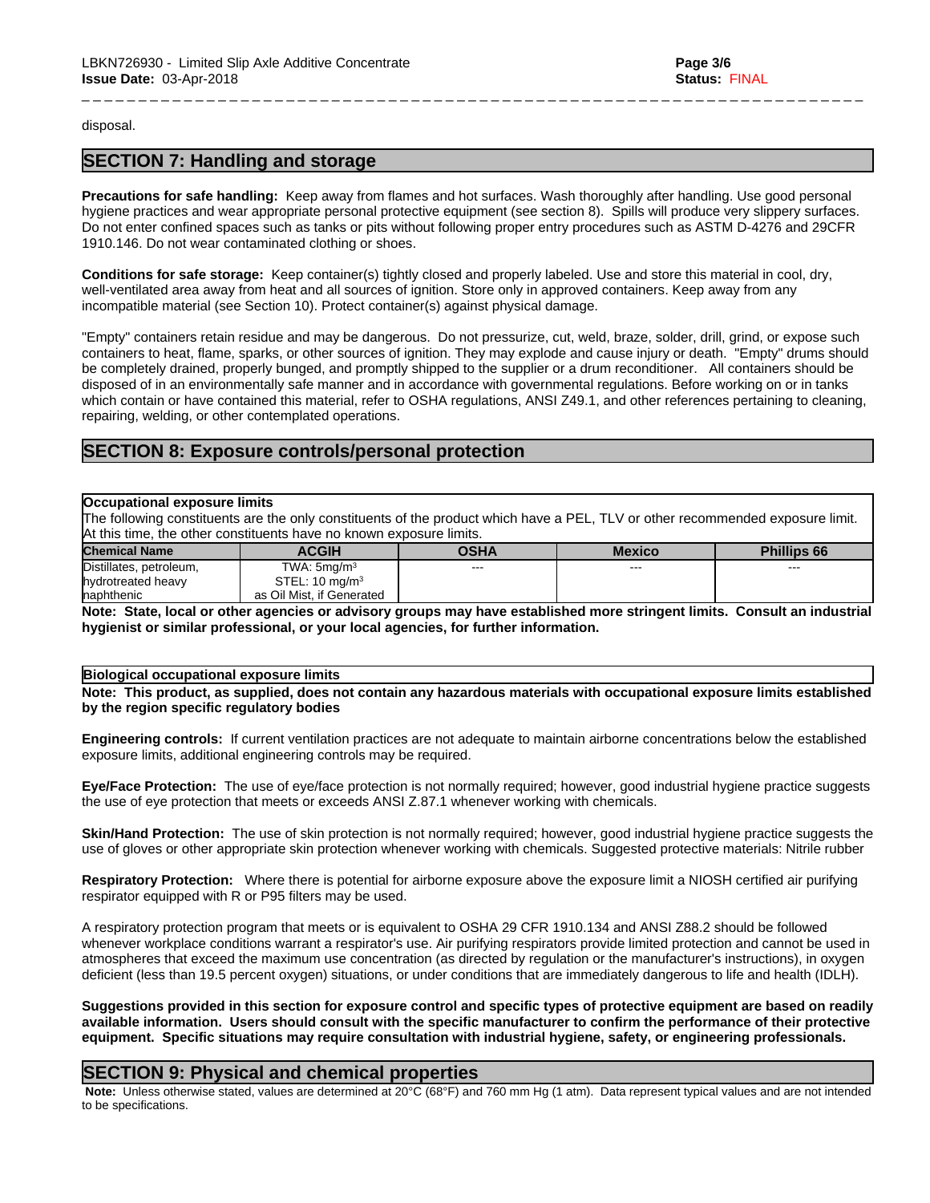disposal.

## SECTION 7: Handling and storage

**Precautions for safe handling:** Keep away from flames and hot surfaces. Wash thoroughly after handling. Use good personal hygiene practices and wear appropriate personal protective equipment (see section 8). Spills will produce very slippery surfaces. Do not enter confined spaces such as tanks or pits without following proper entry procedures such as ASTM D-4276 and 29CFR 1910.146. Do not wear contaminated clothing or shoes.

**Conditions for safe storage:** Keep container(s) tightly closed and properly labeled. Use and store this material in cool, dry, well-ventilated area away from heat and all sources of ignition. Store only in approved containers. Keep away from any incompatible material (see Section 10). Protect container(s) against physical damage.

"Empty" containers retain residue and may be dangerous. Do not pressurize, cut, weld, braze, solder, drill, grind, or expose such containers to heat, flame, sparks, or other sources of ignition. They may explode and cause injury or death. "Empty" drums should be completely drained, properly bunged, and promptly shipped to the supplier or a drum reconditioner. All containers should be disposed of in an environmentally safe manner and in accordance with governmental regulations. Before working on or in tanks which contain or have contained this material, refer to OSHA regulations, ANSI Z49.1, and other references pertaining to cleaning, repairing, welding, or other contemplated operations.

## SECTION 8: Exposure controls/personal protection

**Occupational exposure limits**

The following constituents are the only constituents of the product which have a PEL, TLV or other recommended exposure limit. At this time, the other constituents have no known exposure limits.

| Chemical Name | ACGIH | OSHA | Mexico | Phillips 66 |
|---|---|---|---|---|
| Distillates, petroleum, hydrotreated heavy naphthenic | TWA: 5mg/m$^3$<br>STEL: 10 mg/m$^3$<br>as Oil Mist, if Generated | --- | --- | --- |

**Note: State, local or other agencies or advisory groups may have established more stringent limits. Consult an industrial hygienist or similar professional, or your local agencies, for further information.**

**Biological occupational exposure limits**

**Note: This product, as supplied, does not contain any hazardous materials with occupational exposure limits established by the region specific regulatory bodies**

**Engineering controls:** If current ventilation practices are not adequate to maintain airborne concentrations below the established exposure limits, additional engineering controls may be required.

**Eye/Face Protection:** The use of eye/face protection is not normally required; however, good industrial hygiene practice suggests the use of eye protection that meets or exceeds ANSI Z.87.1 whenever working with chemicals.

**Skin/Hand Protection:** The use of skin protection is not normally required; however, good industrial hygiene practice suggests the use of gloves or other appropriate skin protection whenever working with chemicals. Suggested protective materials: Nitrile rubber

**Respiratory Protection:** Where there is potential for airborne exposure above the exposure limit a NIOSH certified air purifying respirator equipped with R or P95 filters may be used.

A respiratory protection program that meets or is equivalent to OSHA 29 CFR 1910.134 and ANSI Z88.2 should be followed whenever workplace conditions warrant a respirator's use. Air purifying respirators provide limited protection and cannot be used in atmospheres that exceed the maximum use concentration (as directed by regulation or the manufacturer's instructions), in oxygen deficient (less than 19.5 percent oxygen) situations, or under conditions that are immediately dangerous to life and health (IDLH).

**Suggestions provided in this section for exposure control and specific types of protective equipment are based on readily available information. Users should consult with the specific manufacturer to confirm the performance of their protective equipment. Specific situations may require consultation with industrial hygiene, safety, or engineering professionals.**

## SECTION 9: Physical and chemical properties

**Note:** Unless otherwise stated, values are determined at 20°C (68°F) and 760 mm Hg (1 atm). Data represent typical values and are not intended to be specifications.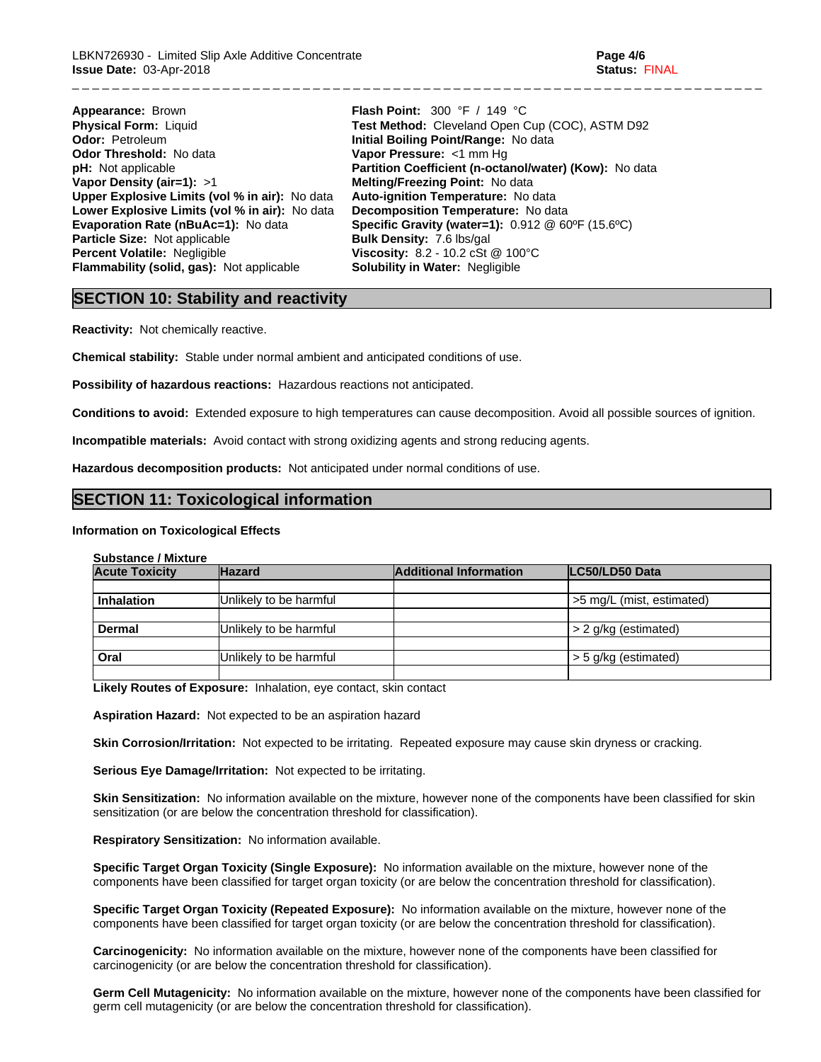**Appearance:** Brown
**Physical Form:** Liquid
**Odor:** Petroleum
**Odor Threshold:** No data
**pH:** Not applicable
**Vapor Density (air=1):** >1
**Upper Explosive Limits (vol % in air):** No data
**Lower Explosive Limits (vol % in air):** No data
**Evaporation Rate (nBuAc=1):** No data
**Particle Size:** Not applicable
**Percent Volatile:** Negligible
**Flammability (solid, gas):** Not applicable

**Flash Point:** 300 °F / 149 °C
**Test Method:** Cleveland Open Cup (COC), ASTM D92
**Initial Boiling Point/Range:** No data
**Vapor Pressure:** <1 mm Hg
**Partition Coefficient (n-octanol/water) (Kow):** No data
**Melting/Freezing Point:** No data
**Auto-ignition Temperature:** No data
**Decomposition Temperature:** No data
**Specific Gravity (water=1):** 0.912 @ 60ºF (15.6ºC)
**Bulk Density:** 7.6 lbs/gal
**Viscosity:** 8.2 - 10.2 cSt @ 100°C
**Solubility in Water:** Negligible

## SECTION 10: Stability and reactivity

**Reactivity:** Not chemically reactive.

**Chemical stability:** Stable under normal ambient and anticipated conditions of use.

**Possibility of hazardous reactions:** Hazardous reactions not anticipated.

**Conditions to avoid:** Extended exposure to high temperatures can cause decomposition. Avoid all possible sources of ignition.

**Incompatible materials:** Avoid contact with strong oxidizing agents and strong reducing agents.

**Hazardous decomposition products:** Not anticipated under normal conditions of use.

## SECTION 11: Toxicological information

**Information on Toxicological Effects**

**Substance / Mixture**

| Acute Toxicity | Hazard | Additional Information | LC50/LD50 Data |
|---|---|---|---|
| **Inhalation** | Unlikely to be harmful | | >5 mg/L (mist, estimated) |
| **Dermal** | Unlikely to be harmful | | > 2 g/kg (estimated) |
| **Oral** | Unlikely to be harmful | | > 5 g/kg (estimated) |

**Likely Routes of Exposure:** Inhalation, eye contact, skin contact

**Aspiration Hazard:** Not expected to be an aspiration hazard

**Skin Corrosion/Irritation:** Not expected to be irritating. Repeated exposure may cause skin dryness or cracking.

**Serious Eye Damage/Irritation:** Not expected to be irritating.

**Skin Sensitization:** No information available on the mixture, however none of the components have been classified for skin sensitization (or are below the concentration threshold for classification).

**Respiratory Sensitization:** No information available.

**Specific Target Organ Toxicity (Single Exposure):** No information available on the mixture, however none of the components have been classified for target organ toxicity (or are below the concentration threshold for classification).

**Specific Target Organ Toxicity (Repeated Exposure):** No information available on the mixture, however none of the components have been classified for target organ toxicity (or are below the concentration threshold for classification).

**Carcinogenicity:** No information available on the mixture, however none of the components have been classified for carcinogenicity (or are below the concentration threshold for classification).

**Germ Cell Mutagenicity:** No information available on the mixture, however none of the components have been classified for germ cell mutagenicity (or are below the concentration threshold for classification).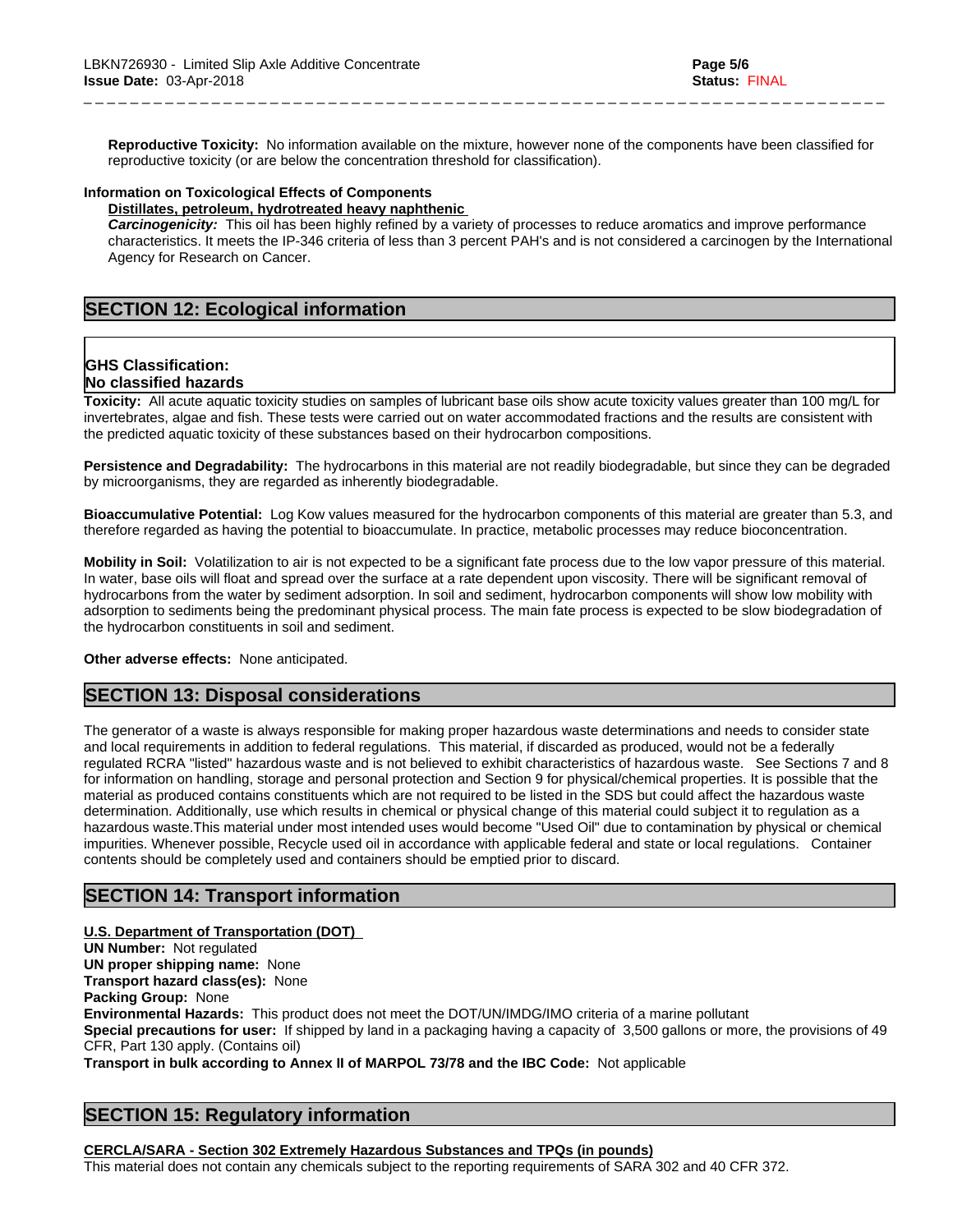**Reproductive Toxicity:** No information available on the mixture, however none of the components have been classified for reproductive toxicity (or are below the concentration threshold for classification).

**Information on Toxicological Effects of Components**

**Distillates, petroleum, hydrotreated heavy naphthenic**

***Carcinogenicity:*** This oil has been highly refined by a variety of processes to reduce aromatics and improve performance characteristics. It meets the IP-346 criteria of less than 3 percent PAH's and is not considered a carcinogen by the International Agency for Research on Cancer.

## SECTION 12: Ecological information

**GHS Classification:**
**No classified hazards**

**Toxicity:** All acute aquatic toxicity studies on samples of lubricant base oils show acute toxicity values greater than 100 mg/L for invertebrates, algae and fish. These tests were carried out on water accommodated fractions and the results are consistent with the predicted aquatic toxicity of these substances based on their hydrocarbon compositions.

**Persistence and Degradability:** The hydrocarbons in this material are not readily biodegradable, but since they can be degraded by microorganisms, they are regarded as inherently biodegradable.

**Bioaccumulative Potential:** Log Kow values measured for the hydrocarbon components of this material are greater than 5.3, and therefore regarded as having the potential to bioaccumulate. In practice, metabolic processes may reduce bioconcentration.

**Mobility in Soil:** Volatilization to air is not expected to be a significant fate process due to the low vapor pressure of this material. In water, base oils will float and spread over the surface at a rate dependent upon viscosity. There will be significant removal of hydrocarbons from the water by sediment adsorption. In soil and sediment, hydrocarbon components will show low mobility with adsorption to sediments being the predominant physical process. The main fate process is expected to be slow biodegradation of the hydrocarbon constituents in soil and sediment.

**Other adverse effects:** None anticipated.

## SECTION 13: Disposal considerations

The generator of a waste is always responsible for making proper hazardous waste determinations and needs to consider state and local requirements in addition to federal regulations. This material, if discarded as produced, would not be a federally regulated RCRA "listed" hazardous waste and is not believed to exhibit characteristics of hazardous waste. See Sections 7 and 8 for information on handling, storage and personal protection and Section 9 for physical/chemical properties. It is possible that the material as produced contains constituents which are not required to be listed in the SDS but could affect the hazardous waste determination. Additionally, use which results in chemical or physical change of this material could subject it to regulation as a hazardous waste.This material under most intended uses would become "Used Oil" due to contamination by physical or chemical impurities. Whenever possible, Recycle used oil in accordance with applicable federal and state or local regulations. Container contents should be completely used and containers should be emptied prior to discard.

## SECTION 14: Transport information

**U.S. Department of Transportation (DOT)**

**UN Number:** Not regulated
**UN proper shipping name:** None
**Transport hazard class(es):** None
**Packing Group:** None
**Environmental Hazards:** This product does not meet the DOT/UN/IMDG/IMO criteria of a marine pollutant
**Special precautions for user:** If shipped by land in a packaging having a capacity of 3,500 gallons or more, the provisions of 49 CFR, Part 130 apply. (Contains oil)
**Transport in bulk according to Annex II of MARPOL 73/78 and the IBC Code:** Not applicable

## SECTION 15: Regulatory information

**CERCLA/SARA - Section 302 Extremely Hazardous Substances and TPQs (in pounds)**

This material does not contain any chemicals subject to the reporting requirements of SARA 302 and 40 CFR 372.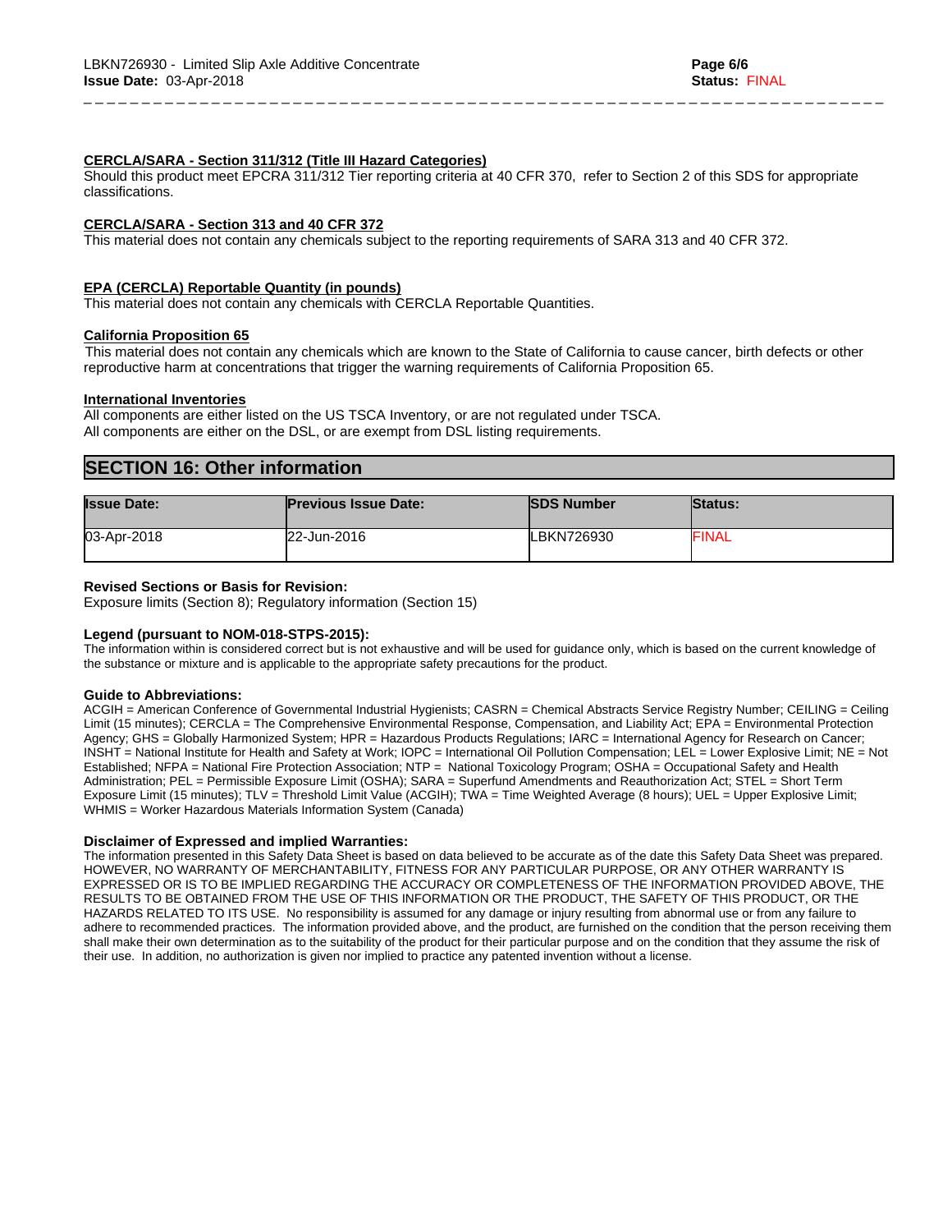**CERCLA/SARA - Section 311/312 (Title III Hazard Categories)**

Should this product meet EPCRA 311/312 Tier reporting criteria at 40 CFR 370, refer to Section 2 of this SDS for appropriate classifications.

**CERCLA/SARA - Section 313 and 40 CFR 372**

This material does not contain any chemicals subject to the reporting requirements of SARA 313 and 40 CFR 372.

**EPA (CERCLA) Reportable Quantity (in pounds)**

This material does not contain any chemicals with CERCLA Reportable Quantities.

**California Proposition 65**

This material does not contain any chemicals which are known to the State of California to cause cancer, birth defects or other reproductive harm at concentrations that trigger the warning requirements of California Proposition 65.

**International Inventories**

All components are either listed on the US TSCA Inventory, or are not regulated under TSCA.
All components are either on the DSL, or are exempt from DSL listing requirements.

## SECTION 16: Other information

| Issue Date: | Previous Issue Date: | SDS Number | Status: |
|---|---|---|---|
| 03-Apr-2018 | 22-Jun-2016 | LBKN726930 | FINAL |

**Revised Sections or Basis for Revision:**

Exposure limits (Section 8); Regulatory information (Section 15)

**Legend (pursuant to NOM-018-STPS-2015):**

The information within is considered correct but is not exhaustive and will be used for guidance only, which is based on the current knowledge of the substance or mixture and is applicable to the appropriate safety precautions for the product.

**Guide to Abbreviations:**

ACGIH = American Conference of Governmental Industrial Hygienists; CASRN = Chemical Abstracts Service Registry Number; CEILING = Ceiling Limit (15 minutes); CERCLA = The Comprehensive Environmental Response, Compensation, and Liability Act; EPA = Environmental Protection Agency; GHS = Globally Harmonized System; HPR = Hazardous Products Regulations; IARC = International Agency for Research on Cancer; INSHT = National Institute for Health and Safety at Work; IOPC = International Oil Pollution Compensation; LEL = Lower Explosive Limit; NE = Not Established; NFPA = National Fire Protection Association; NTP = National Toxicology Program; OSHA = Occupational Safety and Health Administration; PEL = Permissible Exposure Limit (OSHA); SARA = Superfund Amendments and Reauthorization Act; STEL = Short Term Exposure Limit (15 minutes); TLV = Threshold Limit Value (ACGIH); TWA = Time Weighted Average (8 hours); UEL = Upper Explosive Limit; WHMIS = Worker Hazardous Materials Information System (Canada)

**Disclaimer of Expressed and implied Warranties:**

The information presented in this Safety Data Sheet is based on data believed to be accurate as of the date this Safety Data Sheet was prepared. HOWEVER, NO WARRANTY OF MERCHANTABILITY, FITNESS FOR ANY PARTICULAR PURPOSE, OR ANY OTHER WARRANTY IS EXPRESSED OR IS TO BE IMPLIED REGARDING THE ACCURACY OR COMPLETENESS OF THE INFORMATION PROVIDED ABOVE, THE RESULTS TO BE OBTAINED FROM THE USE OF THIS INFORMATION OR THE PRODUCT, THE SAFETY OF THIS PRODUCT, OR THE HAZARDS RELATED TO ITS USE. No responsibility is assumed for any damage or injury resulting from abnormal use or from any failure to adhere to recommended practices. The information provided above, and the product, are furnished on the condition that the person receiving them shall make their own determination as to the suitability of the product for their particular purpose and on the condition that they assume the risk of their use. In addition, no authorization is given nor implied to practice any patented invention without a license.